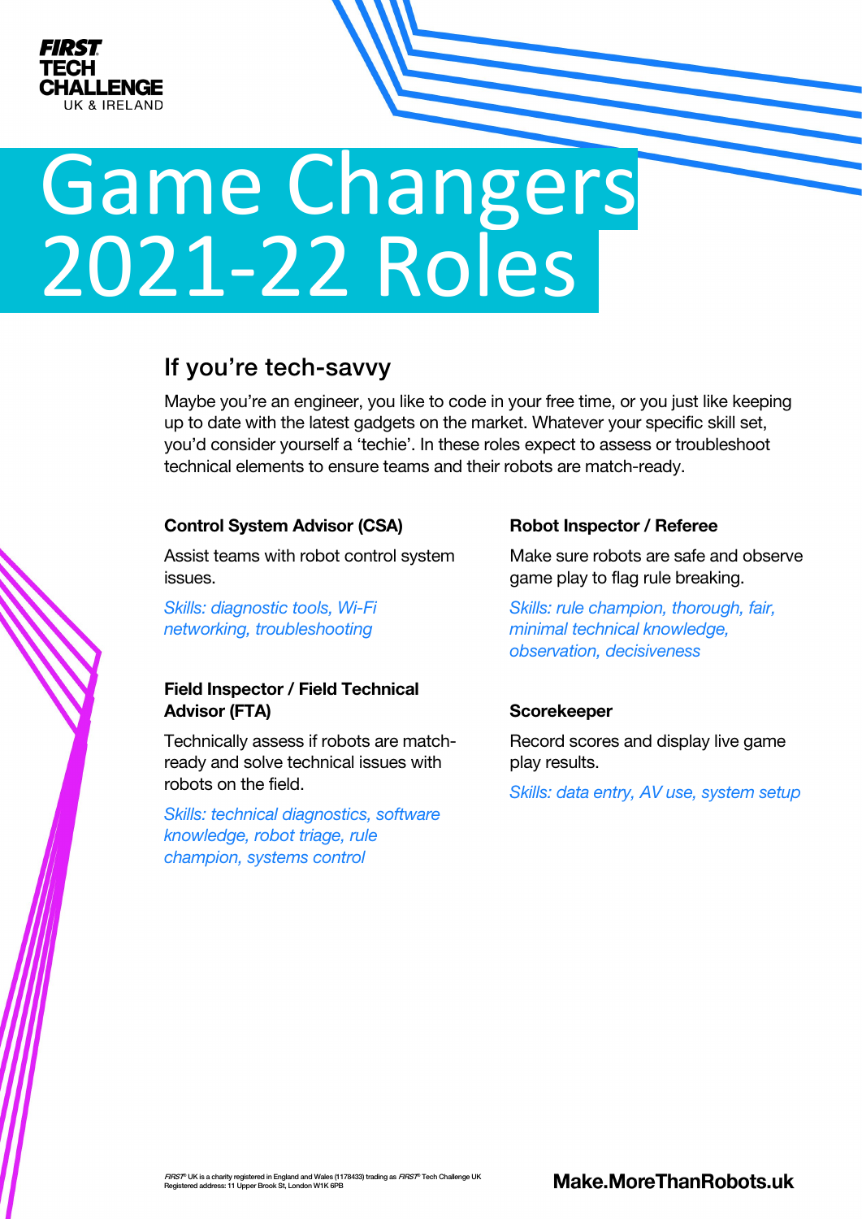FIRST TECH CHALLENGE UK & IRELAND

# Game Changers 2021-22 Roles

## If you're tech-savvy

Maybe you're an engineer, you like to code in your free time, or you just like keeping up to date with the latest gadgets on the market. Whatever your specific skill set, you'd consider yourself a 'techie'. In these roles expect to assess or troubleshoot technical elements to ensure teams and their robots are match-ready.

### Control System Advisor (CSA)

Assist teams with robot control system issues.

*Skills: diagnostic tools, Wi-Fi networking, troubleshooting*

### Field Inspector / Field Technical Advisor (FTA)

Technically assess if robots are match-ready and solve technical issues with robots on the field.

*Skills: technical diagnostics, software knowledge, robot triage, rule champion, systems control*

### Robot Inspector / Referee

Make sure robots are safe and observe game play to flag rule breaking.

*Skills: rule champion, thorough, fair, minimal technical knowledge, observation, decisiveness*

### Scorekeeper

Record scores and display live game play results.

*Skills: data entry, AV use, system setup*

FIRST® UK is a charity registered in England and Wales (1178433) trading as FIRST® Tech Challenge UK
Registered address: 11 Upper Brook St, London W1K 6PB

**Make.MoreThanRobots.uk**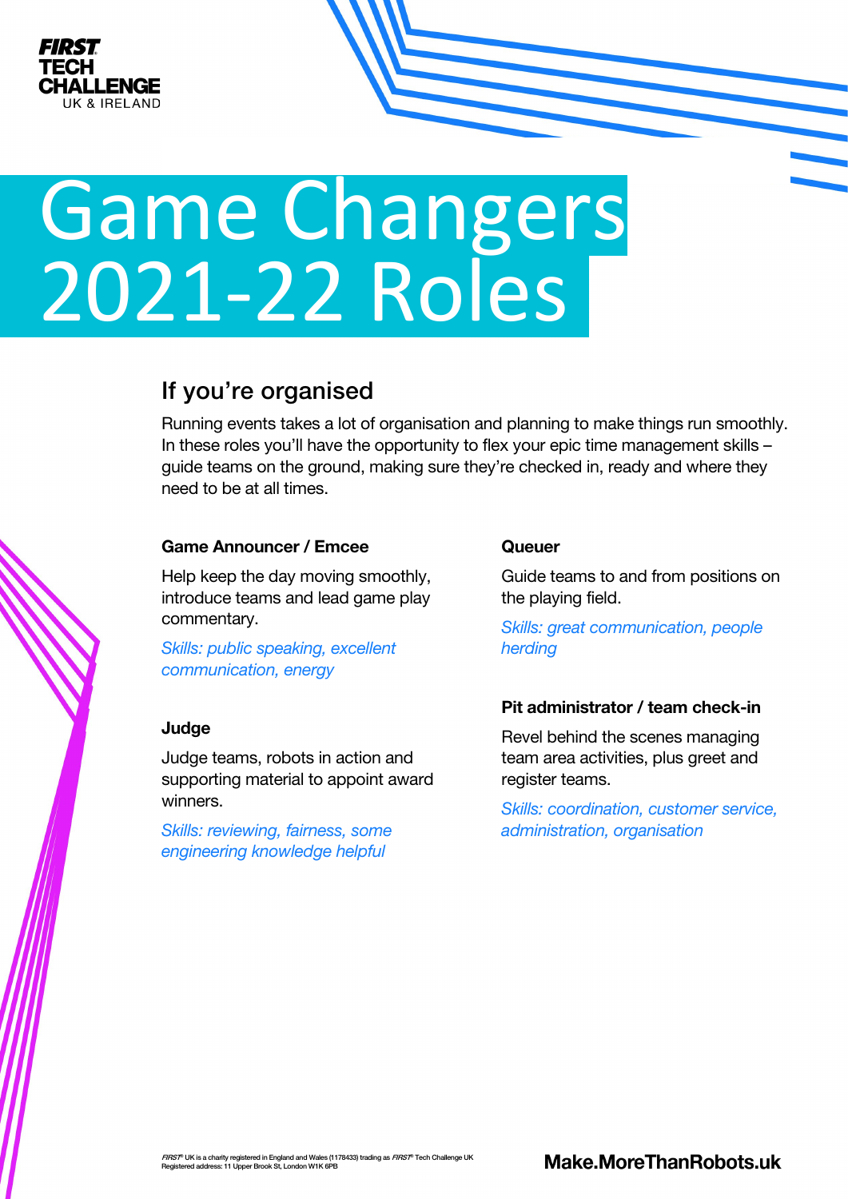FIRST TECH CHALLENGE UK & IRELAND

# Game Changers 2021-22 Roles

## If you're organised

Running events takes a lot of organisation and planning to make things run smoothly. In these roles you'll have the opportunity to flex your epic time management skills – guide teams on the ground, making sure they're checked in, ready and where they need to be at all times.

**Game Announcer / Emcee**

Help keep the day moving smoothly, introduce teams and lead game play commentary.

*Skills: public speaking, excellent communication, energy*

**Judge**

Judge teams, robots in action and supporting material to appoint award winners.

*Skills: reviewing, fairness, some engineering knowledge helpful*

**Queuer**

Guide teams to and from positions on the playing field.

*Skills: great communication, people herding*

**Pit administrator / team check-in**

Revel behind the scenes managing team area activities, plus greet and register teams.

*Skills: coordination, customer service, administration, organisation*

*FIRST*® UK is a charity registered in England and Wales (1178433) trading as *FIRST*® Tech Challenge UK
Registered address: 11 Upper Brook St, London W1K 6PB

**Make.MoreThanRobots.uk**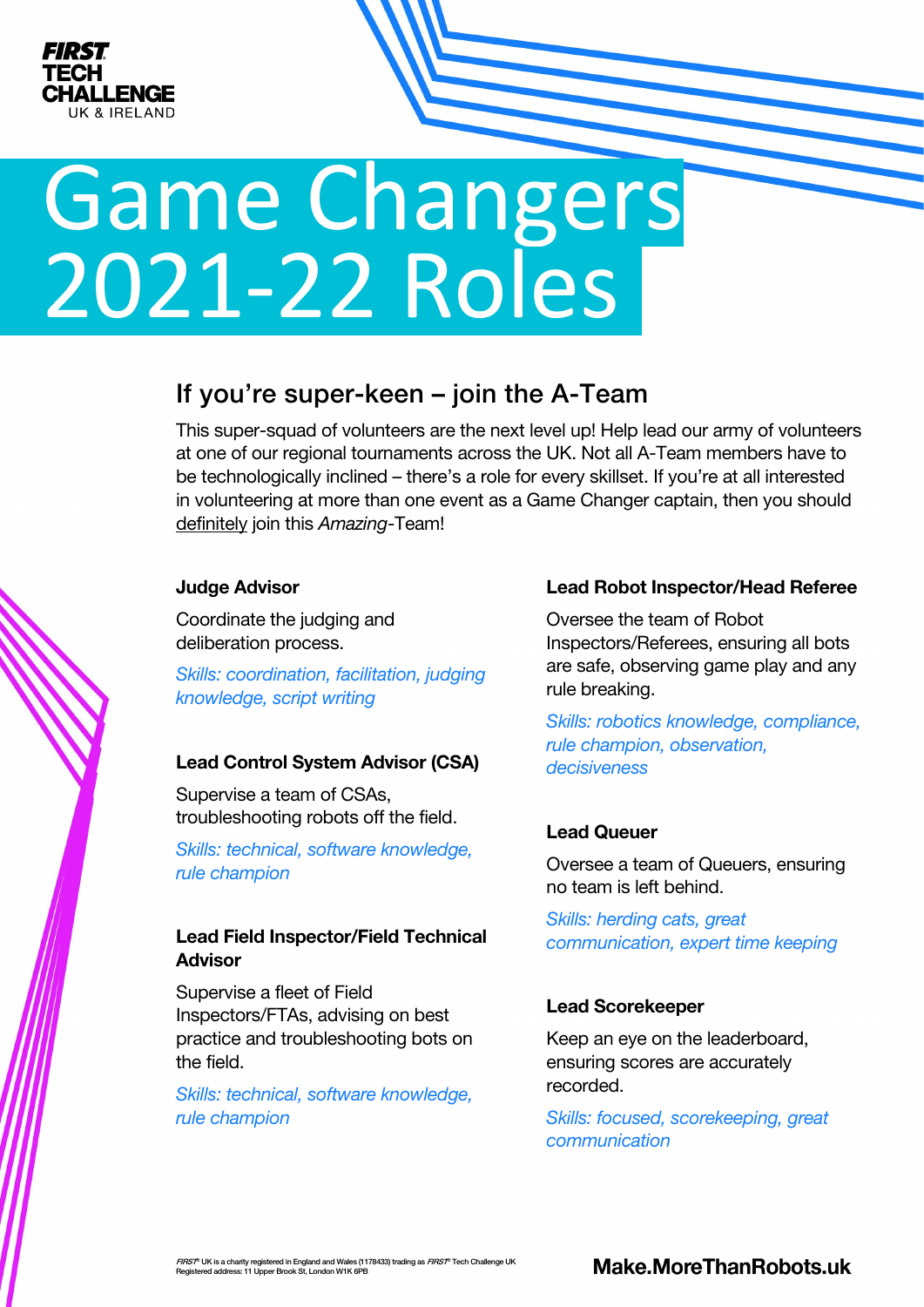FIRST TECH CHALLENGE UK & IRELAND

# Game Changers 2021-22 Roles

## If you're super-keen – join the A-Team

This super-squad of volunteers are the next level up! Help lead our army of volunteers at one of our regional tournaments across the UK. Not all A-Team members have to be technologically inclined – there's a role for every skillset. If you're at all interested in volunteering at more than one event as a Game Changer captain, then you should definitely join this *Amazing*-Team!

**Judge Advisor**

Coordinate the judging and deliberation process.

*Skills: coordination, facilitation, judging knowledge, script writing*

**Lead Control System Advisor (CSA)**

Supervise a team of CSAs, troubleshooting robots off the field.

*Skills: technical, software knowledge, rule champion*

**Lead Field Inspector/Field Technical Advisor**

Supervise a fleet of Field Inspectors/FTAs, advising on best practice and troubleshooting bots on the field.

*Skills: technical, software knowledge, rule champion*

**Lead Robot Inspector/Head Referee**

Oversee the team of Robot Inspectors/Referees, ensuring all bots are safe, observing game play and any rule breaking.

*Skills: robotics knowledge, compliance, rule champion, observation, decisiveness*

**Lead Queuer**

Oversee a team of Queuers, ensuring no team is left behind.

*Skills: herding cats, great communication, expert time keeping*

**Lead Scorekeeper**

Keep an eye on the leaderboard, ensuring scores are accurately recorded.

*Skills: focused, scorekeeping, great communication*

FIRST® UK is a charity registered in England and Wales (1178433) trading as FIRST® Tech Challenge UK
Registered address: 11 Upper Brook St, London W1K 6PB

**Make.MoreThanRobots.uk**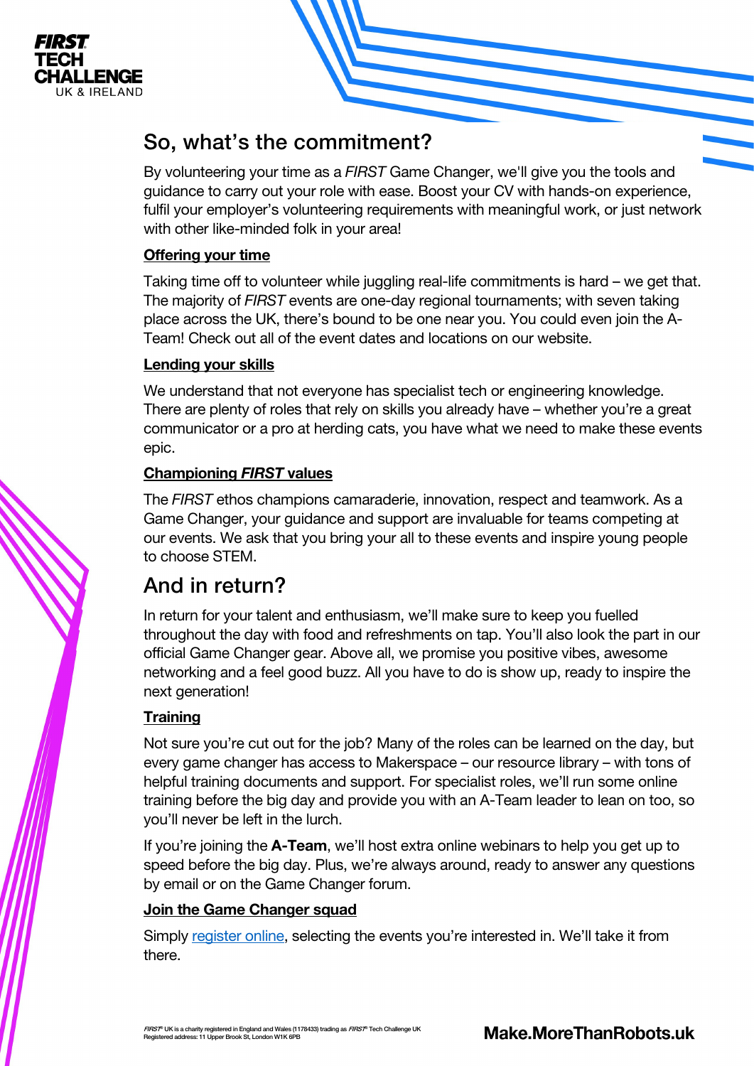FIRST TECH CHALLENGE UK & IRELAND

## So, what's the commitment?

By volunteering your time as a *FIRST* Game Changer, we'll give you the tools and guidance to carry out your role with ease. Boost your CV with hands-on experience, fulfil your employer's volunteering requirements with meaningful work, or just network with other like-minded folk in your area!

### Offering your time

Taking time off to volunteer while juggling real-life commitments is hard – we get that. The majority of *FIRST* events are one-day regional tournaments; with seven taking place across the UK, there's bound to be one near you. You could even join the A-Team! Check out all of the event dates and locations on our website.

### Lending your skills

We understand that not everyone has specialist tech or engineering knowledge. There are plenty of roles that rely on skills you already have – whether you're a great communicator or a pro at herding cats, you have what we need to make these events epic.

### Championing *FIRST* values

The *FIRST* ethos champions camaraderie, innovation, respect and teamwork. As a Game Changer, your guidance and support are invaluable for teams competing at our events. We ask that you bring your all to these events and inspire young people to choose STEM.

## And in return?

In return for your talent and enthusiasm, we'll make sure to keep you fuelled throughout the day with food and refreshments on tap. You'll also look the part in our official Game Changer gear. Above all, we promise you positive vibes, awesome networking and a feel good buzz. All you have to do is show up, ready to inspire the next generation!

### Training

Not sure you're cut out for the job? Many of the roles can be learned on the day, but every game changer has access to Makerspace – our resource library – with tons of helpful training documents and support. For specialist roles, we'll run some online training before the big day and provide you with an A-Team leader to lean on too, so you'll never be left in the lurch.

If you're joining the **A-Team**, we'll host extra online webinars to help you get up to speed before the big day. Plus, we're always around, ready to answer any questions by email or on the Game Changer forum.

### Join the Game Changer squad

Simply register online, selecting the events you're interested in. We'll take it from there.

*FIRST*® UK is a charity registered in England and Wales (1178433) trading as *FIRST*® Tech Challenge UK
Registered address: 11 Upper Brook St, London W1K 6PB

**Make.MoreThanRobots.uk**